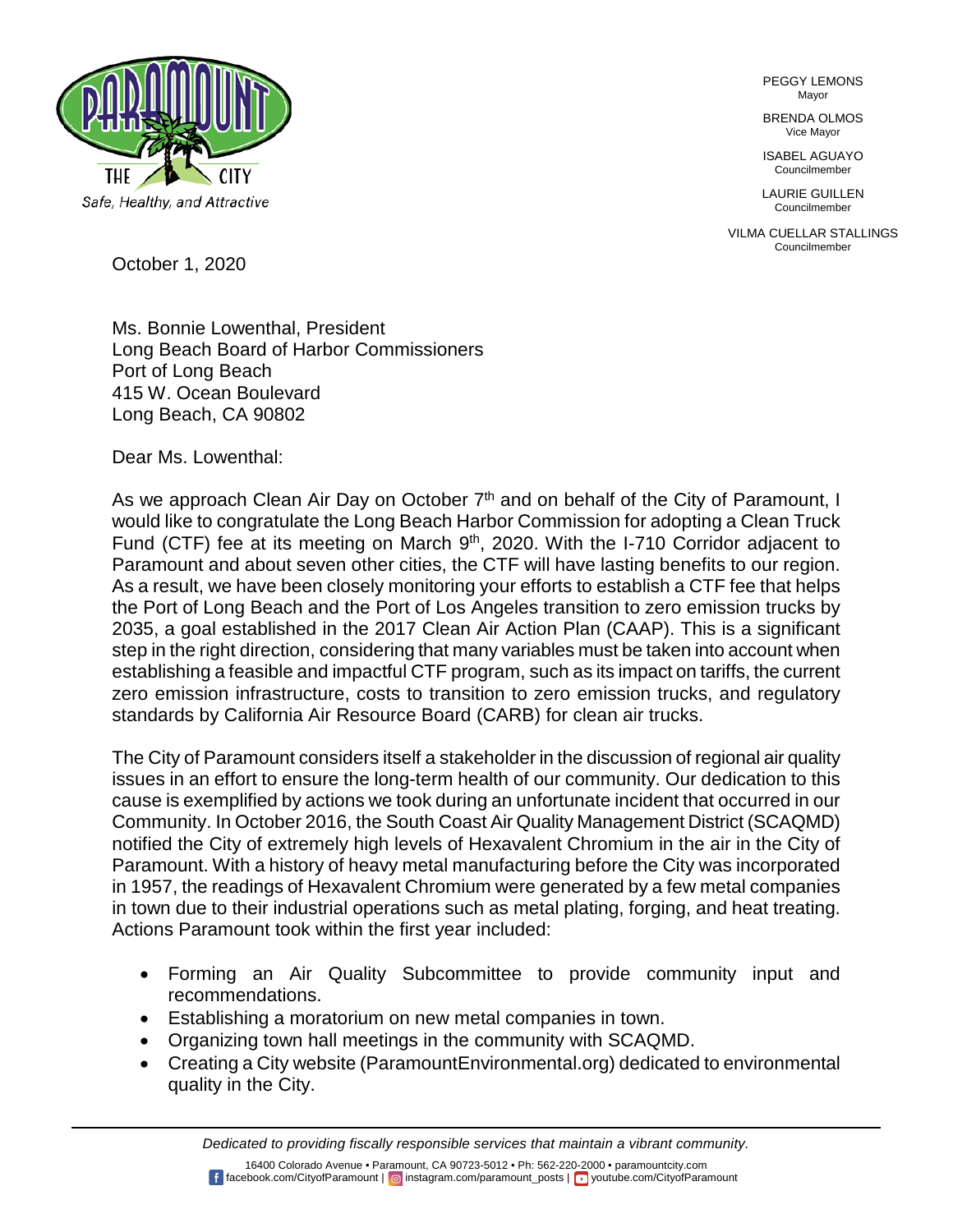PEGGY LEMONS
Mayor

BRENDA OLMOS
Vice Mayor

ISABEL AGUAYO
Councilmember

LAURIE GUILLEN
Councilmember

VILMA CUELLAR STALLINGS
Councilmember

*Safe, Healthy, and Attractive*

October 1, 2020

Ms. Bonnie Lowenthal, President
Long Beach Board of Harbor Commissioners
Port of Long Beach
415 W. Ocean Boulevard
Long Beach, CA 90802

Dear Ms. Lowenthal:

As we approach Clean Air Day on October 7th and on behalf of the City of Paramount, I would like to congratulate the Long Beach Harbor Commission for adopting a Clean Truck Fund (CTF) fee at its meeting on March 9th, 2020. With the I-710 Corridor adjacent to Paramount and about seven other cities, the CTF will have lasting benefits to our region. As a result, we have been closely monitoring your efforts to establish a CTF fee that helps the Port of Long Beach and the Port of Los Angeles transition to zero emission trucks by 2035, a goal established in the 2017 Clean Air Action Plan (CAAP). This is a significant step in the right direction, considering that many variables must be taken into account when establishing a feasible and impactful CTF program, such as its impact on tariffs, the current zero emission infrastructure, costs to transition to zero emission trucks, and regulatory standards by California Air Resource Board (CARB) for clean air trucks.

The City of Paramount considers itself a stakeholder in the discussion of regional air quality issues in an effort to ensure the long-term health of our community. Our dedication to this cause is exemplified by actions we took during an unfortunate incident that occurred in our Community. In October 2016, the South Coast Air Quality Management District (SCAQMD) notified the City of extremely high levels of Hexavalent Chromium in the air in the City of Paramount. With a history of heavy metal manufacturing before the City was incorporated in 1957, the readings of Hexavalent Chromium were generated by a few metal companies in town due to their industrial operations such as metal plating, forging, and heat treating. Actions Paramount took within the first year included:

- Forming an Air Quality Subcommittee to provide community input and recommendations.
- Establishing a moratorium on new metal companies in town.
- Organizing town hall meetings in the community with SCAQMD.
- Creating a City website (ParamountEnvironmental.org) dedicated to environmental quality in the City.

*Dedicated to providing fiscally responsible services that maintain a vibrant community.*

16400 Colorado Avenue • Paramount, CA 90723-5012 • Ph: 562-220-2000 • paramountcity.com
facebook.com/CityofParamount | instagram.com/paramount_posts | youtube.com/CityofParamount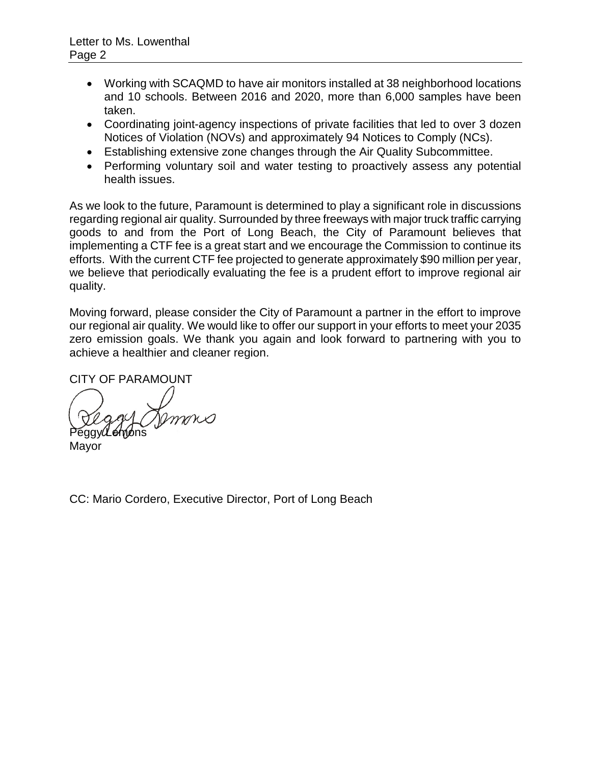- Working with SCAQMD to have air monitors installed at 38 neighborhood locations and 10 schools. Between 2016 and 2020, more than 6,000 samples have been taken.
- Coordinating joint-agency inspections of private facilities that led to over 3 dozen Notices of Violation (NOVs) and approximately 94 Notices to Comply (NCs).
- Establishing extensive zone changes through the Air Quality Subcommittee.
- Performing voluntary soil and water testing to proactively assess any potential health issues.

As we look to the future, Paramount is determined to play a significant role in discussions regarding regional air quality. Surrounded by three freeways with major truck traffic carrying goods to and from the Port of Long Beach, the City of Paramount believes that implementing a CTF fee is a great start and we encourage the Commission to continue its efforts. With the current CTF fee projected to generate approximately $90 million per year, we believe that periodically evaluating the fee is a prudent effort to improve regional air quality.

Moving forward, please consider the City of Paramount a partner in the effort to improve our regional air quality. We would like to offer our support in your efforts to meet your 2035 zero emission goals. We thank you again and look forward to partnering with you to achieve a healthier and cleaner region.

CITY OF PARAMOUNT

Peggy Lemons
Mayor

CC: Mario Cordero, Executive Director, Port of Long Beach